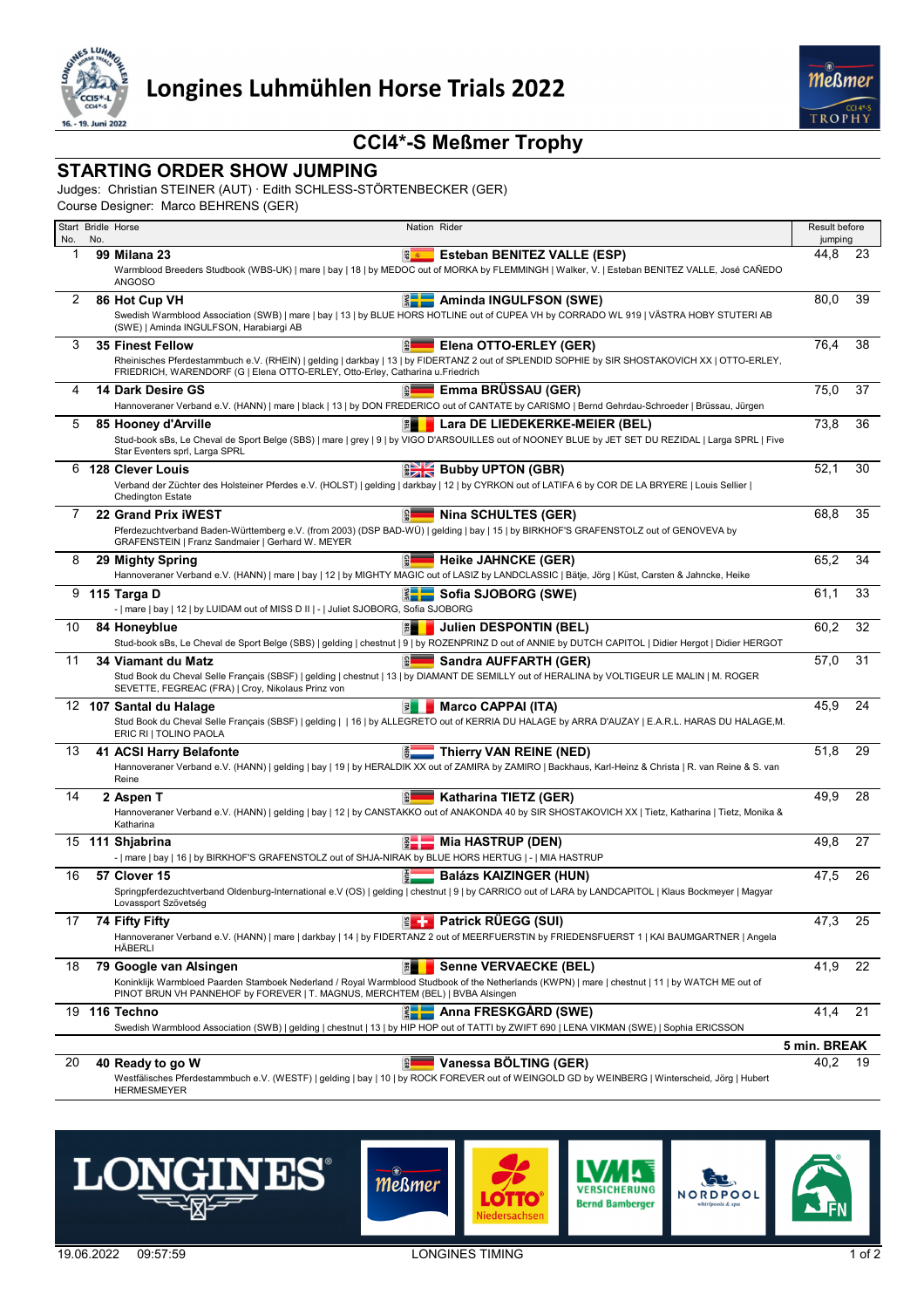# Longines Luhmühlen Horse Trials 2022

## CCI4*-S Meßmer Trophy

## STARTING ORDER SHOW JUMPING

Judges: Christian STEINER (AUT) · Edith SCHLESS-STÖRTENBECKER (GER)
Course Designer: Marco BEHRENS (GER)

| Start No. | Bridle No. | Horse | Nation | Rider | Result before jumping | |
|---|---|---|---|---|---|---|
| 1 | 99 | **Milana 23**<br>Warmblood Breeders Studbook (WBS-UK) \| mare \| bay \| 18 \| by MEDOC out of MORKA by FLEMMINGH \| Walker, V. \| Esteban BENITEZ VALLE, José CAÑEDO ANGOSO | ESP | **Esteban BENITEZ VALLE (ESP)** | 44,8 | 23 |
| 2 | 86 | **Hot Cup VH**<br>Swedish Warmblood Association (SWB) \| mare \| bay \| 13 \| by BLUE HORS HOTLINE out of CUPEA VH by CORRADO WL 919 \| VÄSTRA HOBY STUTERI AB (SWE) \| Aminda INGULFSON, Harabiargi AB | SWE | **Aminda INGULFSON (SWE)** | 80,0 | 39 |
| 3 | 35 | **Finest Fellow**<br>Rheinisches Pferdestammbuch e.V. (RHEIN) \| gelding \| darkbay \| 13 \| by FIDERTANZ 2 out of SPLENDID SOPHIE by SIR SHOSTAKOVICH XX \| OTTO-ERLEY, FRIEDRICH, WARENDORF (G \| Elena OTTO-ERLEY, Otto-Erley, Catharina u.Friedrich | GER | **Elena OTTO-ERLEY (GER)** | 76,4 | 38 |
| 4 | 14 | **Dark Desire GS**<br>Hannoveraner Verband e.V. (HANN) \| mare \| black \| 13 \| by DON FREDERICO out of CANTATE by CARISMO \| Bernd Gehrdau-Schroeder \| Brüssau, Jürgen | GER | **Emma BRÜSSAU (GER)** | 75,0 | 37 |
| 5 | 85 | **Hooney d'Arville**<br>Stud-book sBs, Le Cheval de Sport Belge (SBS) \| mare \| grey \| 9 \| by VIGO D'ARSOUILLES out of NOONEY BLUE by JET SET DU REZIDAL \| Larga SPRL \| Five Star Eventers sprl, Larga SPRL | BEL | **Lara DE LIEDEKERKE-MEIER (BEL)** | 73,8 | 36 |
| 6 | 128 | **Clever Louis**<br>Verband der Züchter des Holsteiner Pferdes e.V. (HOLST) \| gelding \| darkbay \| 12 \| by CYRKON out of LATIFA 6 by COR DE LA BRYERE \| Louis Sellier \| Chedington Estate | GBR | **Bubby UPTON (GBR)** | 52,1 | 30 |
| 7 | 22 | **Grand Prix iWEST**<br>Pferdezuchtverband Baden-Württemberg e.V. (from 2003) (DSP BAD-WÜ) \| gelding \| bay \| 15 \| by BIRKHOF'S GRAFENSTOLZ out of GENOVEVA by GRAFENSTEIN \| Franz Sandmaier \| Gerhard W. MEYER | GER | **Nina SCHULTES (GER)** | 68,8 | 35 |
| 8 | 29 | **Mighty Spring**<br>Hannoveraner Verband e.V. (HANN) \| mare \| bay \| 12 \| by MIGHTY MAGIC out of LASIZ by LANDCLASSIC \| Bätje, Jörg \| Küst, Carsten & Jahncke, Heike | GER | **Heike JAHNCKE (GER)** | 65,2 | 34 |
| 9 | 115 | **Targa D**<br>- \| mare \| bay \| 12 \| by LUIDAM out of MISS D II \| - \| Juliet SJOBORG, Sofia SJOBORG | SWE | **Sofia SJOBORG (SWE)** | 61,1 | 33 |
| 10 | 84 | **Honeyblue**<br>Stud-book sBs, Le Cheval de Sport Belge (SBS) \| gelding \| chestnut \| 9 \| by ROZENPRINZ D out of ANNIE by DUTCH CAPITOL \| Didier Hergot \| Didier HERGOT | BEL | **Julien DESPONTIN (BEL)** | 60,2 | 32 |
| 11 | 34 | **Viamant du Matz**<br>Stud Book du Cheval Selle Français (SBSF) \| gelding \| chestnut \| 13 \| by DIAMANT DE SEMILLY out of HERALINA by VOLTIGEUR LE MALIN \| M. ROGER SEVETTE, FEGREAC (FRA) \| Croy, Nikolaus Prinz von | GER | **Sandra AUFFARTH (GER)** | 57,0 | 31 |
| 12 | 107 | **Santal du Halage**<br>Stud Book du Cheval Selle Français (SBSF) \| gelding \| \| 16 \| by ALLEGRETO out of KERRIA DU HALAGE by ARRA D'AUZAY \| E.A.R.L. HARAS DU HALAGE,M. ERIC RI \| TOLINO PAOLA | ITA | **Marco CAPPAI (ITA)** | 45,9 | 24 |
| 13 | 41 | **ACSI Harry Belafonte**<br>Hannoveraner Verband e.V. (HANN) \| gelding \| bay \| 19 \| by HERALDIK XX out of ZAMIRA by ZAMIRO \| Backhaus, Karl-Heinz & Christa \| R. van Reine & S. van Reine | NED | **Thierry VAN REINE (NED)** | 51,8 | 29 |
| 14 | 2 | **Aspen T**<br>Hannoveraner Verband e.V. (HANN) \| gelding \| bay \| 12 \| by CANSTAKKO out of ANAKONDA 40 by SIR SHOSTAKOVICH XX \| Tietz, Katharina \| Tietz, Monika & Katharina | GER | **Katharina TIETZ (GER)** | 49,9 | 28 |
| 15 | 111 | **Shjabrina**<br>- \| mare \| bay \| 16 \| by BIRKHOF'S GRAFENSTOLZ out of SHJA-NIRAK by BLUE HORS HERTUG \| - \| MIA HASTRUP | DEN | **Mia HASTRUP (DEN)** | 49,8 | 27 |
| 16 | 57 | **Clover 15**<br>Springpferdezuchtverband Oldenburg-International e.V (OS) \| gelding \| chestnut \| 9 \| by CARRICO out of LARA by LANDCAPITOL \| Klaus Bockmeyer \| Magyar Lovassport Szövetség | HUN | **Balázs KAIZINGER (HUN)** | 47,5 | 26 |
| 17 | 74 | **Fifty Fifty**<br>Hannoveraner Verband e.V. (HANN) \| mare \| darkbay \| 14 \| by FIDERTANZ 2 out of MEERFUERSTIN by FRIEDENSFUERST 1 \| KAI BAUMGARTNER \| Angela HÄBERLI | SUI | **Patrick RÜEGG (SUI)** | 47,3 | 25 |
| 18 | 79 | **Google van Alsingen**<br>Koninklijk Warmbloed Paarden Stamboek Nederland / Royal Warmblood Studbook of the Netherlands (KWPN) \| mare \| chestnut \| 11 \| by WATCH ME out of PINOT BRUN VH PANNEHOF by FOREVER \| T. MAGNUS, MERCHTEM (BEL) \| BVBA Alsingen | BEL | **Senne VERVAECKE (BEL)** | 41,9 | 22 |
| 19 | 116 | **Techno**<br>Swedish Warmblood Association (SWB) \| gelding \| chestnut \| 13 \| by HIP HOP out of TATTI by ZWIFT 690 \| LENA VIKMAN (SWE) \| Sophia ERICSSON | SWE | **Anna FRESKGÅRD (SWE)** | 41,4 | 21 |
| | | | | | **5 min. BREAK** | |
| 20 | 40 | **Ready to go W**<br>Westfälisches Pferdestammbuch e.V. (WESTF) \| gelding \| bay \| 10 \| by ROCK FOREVER out of WEINGOLD GD by WEINBERG \| Winterscheid, Jörg \| Hubert HERMESMEYER | GER | **Vanessa BÖLTING (GER)** | 40,2 | 19 |

19.06.2022 09:57:59 LONGINES TIMING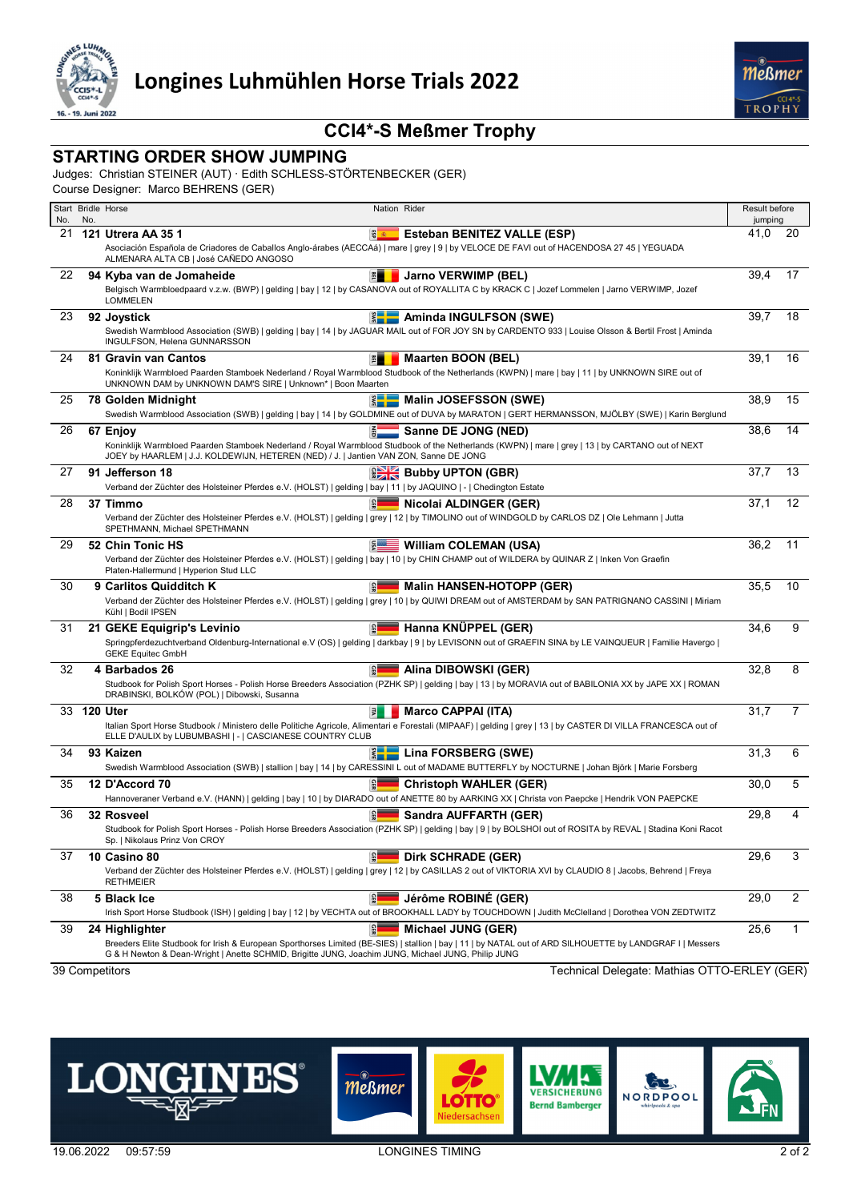# Longines Luhmühlen Horse Trials 2022

## CCI4*-S Meßmer Trophy

## STARTING ORDER SHOW JUMPING

Judges: Christian STEINER (AUT) · Edith SCHLESS-STÖRTENBECKER (GER)
Course Designer: Marco BEHRENS (GER)

| Start No. | Bridle No. | Horse | Nation | Rider | Result before jumping | |
|---|---|---|---|---|---|---|
| 21 | 121 | **Utrera AA 35 1**<br>Asociación Española de Criadores de Caballos Anglo-árabes (AECCAá) \| mare \| grey \| 9 \| by VELOCE DE FAVI out of HACENDOSA 27 45 \| YEGUADA ALMENARA ALTA CB \| José CAÑEDO ANGOSO | ESP | **Esteban BENITEZ VALLE (ESP)** | 41,0 | 20 |
| 22 | 94 | **Kyba van de Jomaheide**<br>Belgisch Warmbloedpaard v.z.w. (BWP) \| gelding \| bay \| 12 \| by CASANOVA out of ROYALLITA C by KRACK C \| Jozef Lommelen \| Jarno VERWIMP, Jozef LOMMELEN | BEL | **Jarno VERWIMP (BEL)** | 39,4 | 17 |
| 23 | 92 | **Joystick**<br>Swedish Warmblood Association (SWB) \| gelding \| bay \| 14 \| by JAGUAR MAIL out of FOR JOY SN by CARDENTO 933 \| Louise Olsson & Bertil Frost \| Aminda INGULFSON, Helena GUNNARSSON | SWE | **Aminda INGULFSON (SWE)** | 39,7 | 18 |
| 24 | 81 | **Gravin van Cantos**<br>Koninklijk Warmbloed Paarden Stamboek Nederland / Royal Warmblood Studbook of the Netherlands (KWPN) \| mare \| bay \| 11 \| by UNKNOWN SIRE out of UNKNOWN DAM by UNKNOWN DAM'S SIRE \| Unknown* \| Boon Maarten | BEL | **Maarten BOON (BEL)** | 39,1 | 16 |
| 25 | 78 | **Golden Midnight**<br>Swedish Warmblood Association (SWB) \| gelding \| bay \| 14 \| by GOLDMINE out of DUVA by MARATON \| GERT HERMANSSON, MJÖLBY (SWE) \| Karin Berglund | SWE | **Malin JOSEFSSON (SWE)** | 38,9 | 15 |
| 26 | 67 | **Enjoy**<br>Koninklijk Warmbloed Paarden Stamboek Nederland / Royal Warmblood Studbook of the Netherlands (KWPN) \| mare \| grey \| 13 \| by CARTANO out of NEXT JOEY by HAARLEM \| J.J. KOLDEWIJN, HETEREN (NED) / J. \| Jantien VAN ZON, Sanne DE JONG | NED | **Sanne DE JONG (NED)** | 38,6 | 14 |
| 27 | 91 | **Jefferson 18**<br>Verband der Züchter des Holsteiner Pferdes e.V. (HOLST) \| gelding \| bay \| 11 \| by JAQUINO \| - \| Chedington Estate | GBR | **Bubby UPTON (GBR)** | 37,7 | 13 |
| 28 | 37 | **Timmo**<br>Verband der Züchter des Holsteiner Pferdes e.V. (HOLST) \| gelding \| grey \| 12 \| by TIMOLINO out of WINDGOLD by CARLOS DZ \| Ole Lehmann \| Jutta SPETHMANN, Michael SPETHMANN | GER | **Nicolai ALDINGER (GER)** | 37,1 | 12 |
| 29 | 52 | **Chin Tonic HS**<br>Verband der Züchter des Holsteiner Pferdes e.V. (HOLST) \| gelding \| bay \| 10 \| by CHIN CHAMP out of WILDERA by QUINAR Z \| Inken Von Graefin Platen-Hallermund \| Hyperion Stud LLC | USA | **William COLEMAN (USA)** | 36,2 | 11 |
| 30 | 9 | **Carlitos Quidditch K**<br>Verband der Züchter des Holsteiner Pferdes e.V. (HOLST) \| gelding \| grey \| 10 \| by QUIWI DREAM out of AMSTERDAM by SAN PATRIGNANO CASSINI \| Miriam Kühl \| Bodil IPSEN | GER | **Malin HANSEN-HOTOPP (GER)** | 35,5 | 10 |
| 31 | 21 | **GEKE Equigrip's Levinio**<br>Springpferdezuchtverband Oldenburg-International e.V (OS) \| gelding \| darkbay \| 9 \| by LEVISONN out of GRAEFIN SINA by LE VAINQUEUR \| Familie Havergo \| GEKE Equitec GmbH | GER | **Hanna KNÜPPEL (GER)** | 34,6 | 9 |
| 32 | 4 | **Barbados 26**<br>Studbook for Polish Sport Horses - Polish Horse Breeders Association (PZHK SP) \| gelding \| bay \| 13 \| by MORAVIA out of BABILONIA XX by JAPE XX \| ROMAN DRABINSKI, BOLKÓW (POL) \| Dibowski, Susanna | GER | **Alina DIBOWSKI (GER)** | 32,8 | 8 |
| 33 | 120 | **Uter**<br>Italian Sport Horse Studbook / Ministero delle Politiche Agricole, Alimentari e Forestali (MIPAAF) \| gelding \| grey \| 13 \| by CASTER DI VILLA FRANCESCA out of ELLE D'AULIX by LUBUMBASHI \| - \| CASCIANESE COUNTRY CLUB | ITA | **Marco CAPPAI (ITA)** | 31,7 | 7 |
| 34 | 93 | **Kaizen**<br>Swedish Warmblood Association (SWB) \| stallion \| bay \| 14 \| by CARESSINI L out of MADAME BUTTERFLY by NOCTURNE \| Johan Björk \| Marie Forsberg | SWE | **Lina FORSBERG (SWE)** | 31,3 | 6 |
| 35 | 12 | **D'Accord 70**<br>Hannoveraner Verband e.V. (HANN) \| gelding \| bay \| 10 \| by DIARADO out of ANETTE 80 by AARKING XX \| Christa von Paepcke \| Hendrik VON PAEPCKE | GER | **Christoph WAHLER (GER)** | 30,0 | 5 |
| 36 | 32 | **Rosveel**<br>Studbook for Polish Sport Horses - Polish Horse Breeders Association (PZHK SP) \| gelding \| bay \| 9 \| by BOLSHOI out of ROSITA by REVAL \| Stadina Koni Racot Sp. \| Nikolaus Prinz Von CROY | GER | **Sandra AUFFARTH (GER)** | 29,8 | 4 |
| 37 | 10 | **Casino 80**<br>Verband der Züchter des Holsteiner Pferdes e.V. (HOLST) \| gelding \| grey \| 12 \| by CASILLAS 2 out of VIKTORIA XVI by CLAUDIO 8 \| Jacobs, Behrend \| Freya RETHMEIER | GER | **Dirk SCHRADE (GER)** | 29,6 | 3 |
| 38 | 5 | **Black Ice**<br>Irish Sport Horse Studbook (ISH) \| gelding \| bay \| 12 \| by VECHTA out of BROOKHALL LADY by TOUCHDOWN \| Judith McClelland \| Dorothea VON ZEDTWITZ | GER | **Jérôme ROBINÉ (GER)** | 29,0 | 2 |
| 39 | 24 | **Highlighter**<br>Breeders Elite Studbook for Irish & European Sporthorses Limited (BE-SIES) \| stallion \| bay \| 11 \| by NATAL out of ARD SILHOUETTE by LANDGRAF I \| Messers G & H Newton & Dean-Wright \| Anette SCHMID, Brigitte JUNG, Joachim JUNG, Michael JUNG, Philip JUNG | GER | **Michael JUNG (GER)** | 25,6 | 1 |

39 Competitors

Technical Delegate: Mathias OTTO-ERLEY (GER)

19.06.2022 09:57:59 LONGINES TIMING